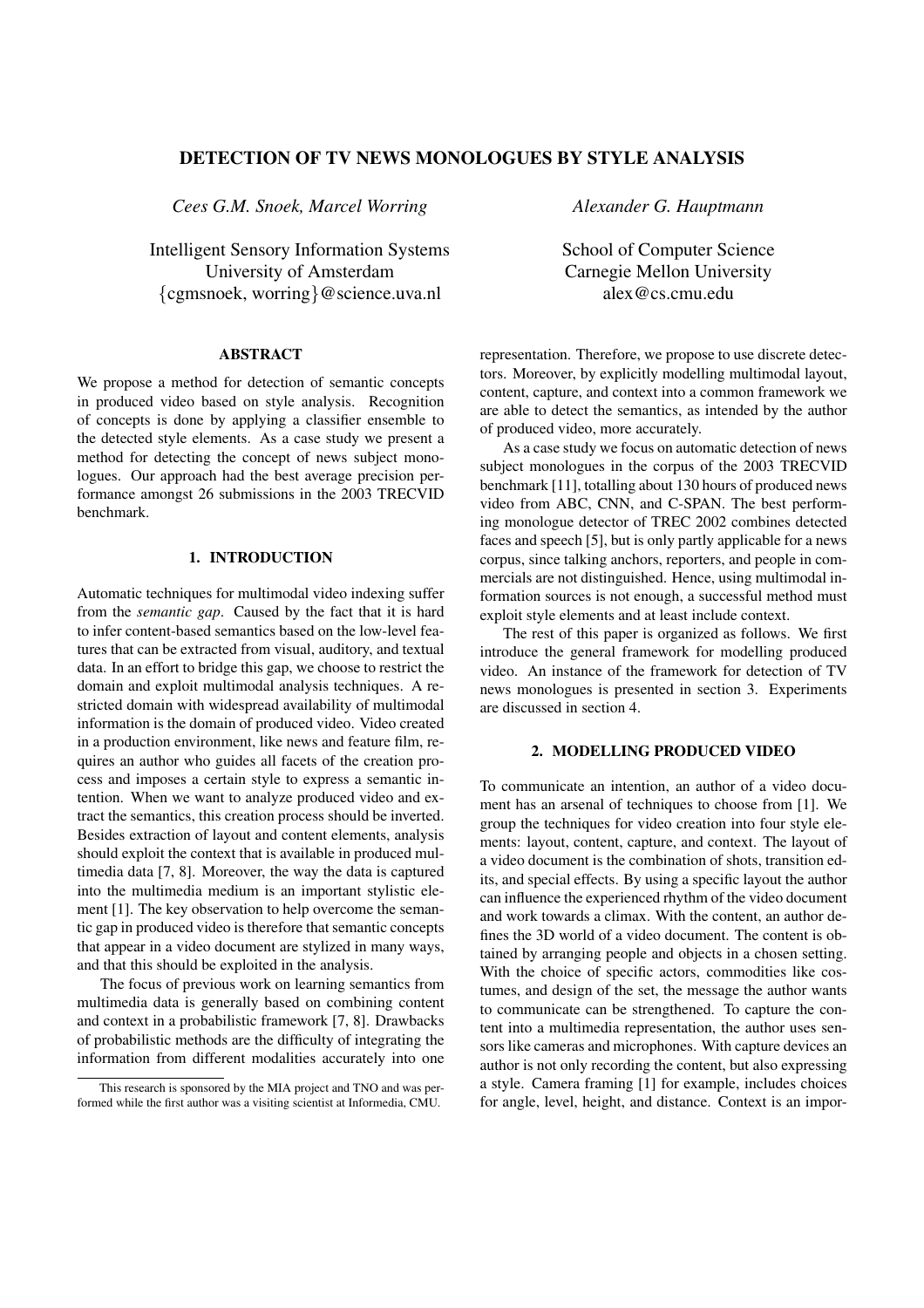# DETECTION OF TV NEWS MONOLOGUES BY STYLE ANALYSIS

*Cees G.M. Snoek, Marcel Worring*

Intelligent Sensory Information Systems
University of Amsterdam
{cgmsnoek, worring}@science.uva.nl

*Alexander G. Hauptmann*

School of Computer Science
Carnegie Mellon University
alex@cs.cmu.edu

## ABSTRACT

We propose a method for detection of semantic concepts in produced video based on style analysis. Recognition of concepts is done by applying a classifier ensemble to the detected style elements. As a case study we present a method for detecting the concept of news subject monologues. Our approach had the best average precision performance amongst 26 submissions in the 2003 TRECVID benchmark.

## 1. INTRODUCTION

Automatic techniques for multimodal video indexing suffer from the *semantic gap*. Caused by the fact that it is hard to infer content-based semantics based on the low-level features that can be extracted from visual, auditory, and textual data. In an effort to bridge this gap, we choose to restrict the domain and exploit multimodal analysis techniques. A restricted domain with widespread availability of multimodal information is the domain of produced video. Video created in a production environment, like news and feature film, requires an author who guides all facets of the creation process and imposes a certain style to express a semantic intention. When we want to analyze produced video and extract the semantics, this creation process should be inverted. Besides extraction of layout and content elements, analysis should exploit the context that is available in produced multimedia data [7, 8]. Moreover, the way the data is captured into the multimedia medium is an important stylistic element [1]. The key observation to help overcome the semantic gap in produced video is therefore that semantic concepts that appear in a video document are stylized in many ways, and that this should be exploited in the analysis.

The focus of previous work on learning semantics from multimedia data is generally based on combining content and context in a probabilistic framework [7, 8]. Drawbacks of probabilistic methods are the difficulty of integrating the information from different modalities accurately into one representation. Therefore, we propose to use discrete detectors. Moreover, by explicitly modelling multimodal layout, content, capture, and context into a common framework we are able to detect the semantics, as intended by the author of produced video, more accurately.

As a case study we focus on automatic detection of news subject monologues in the corpus of the 2003 TRECVID benchmark [11], totalling about 130 hours of produced news video from ABC, CNN, and C-SPAN. The best performing monologue detector of TREC 2002 combines detected faces and speech [5], but is only partly applicable for a news corpus, since talking anchors, reporters, and people in commercials are not distinguished. Hence, using multimodal information sources is not enough, a successful method must exploit style elements and at least include context.

The rest of this paper is organized as follows. We first introduce the general framework for modelling produced video. An instance of the framework for detection of TV news monologues is presented in section 3. Experiments are discussed in section 4.

## 2. MODELLING PRODUCED VIDEO

To communicate an intention, an author of a video document has an arsenal of techniques to choose from [1]. We group the techniques for video creation into four style elements: layout, content, capture, and context. The layout of a video document is the combination of shots, transition edits, and special effects. By using a specific layout the author can influence the experienced rhythm of the video document and work towards a climax. With the content, an author defines the 3D world of a video document. The content is obtained by arranging people and objects in a chosen setting. With the choice of specific actors, commodities like costumes, and design of the set, the message the author wants to communicate can be strengthened. To capture the content into a multimedia representation, the author uses sensors like cameras and microphones. With capture devices an author is not only recording the content, but also expressing a style. Camera framing [1] for example, includes choices for angle, level, height, and distance. Context is an impor-

This research is sponsored by the MIA project and TNO and was performed while the first author was a visiting scientist at Informedia, CMU.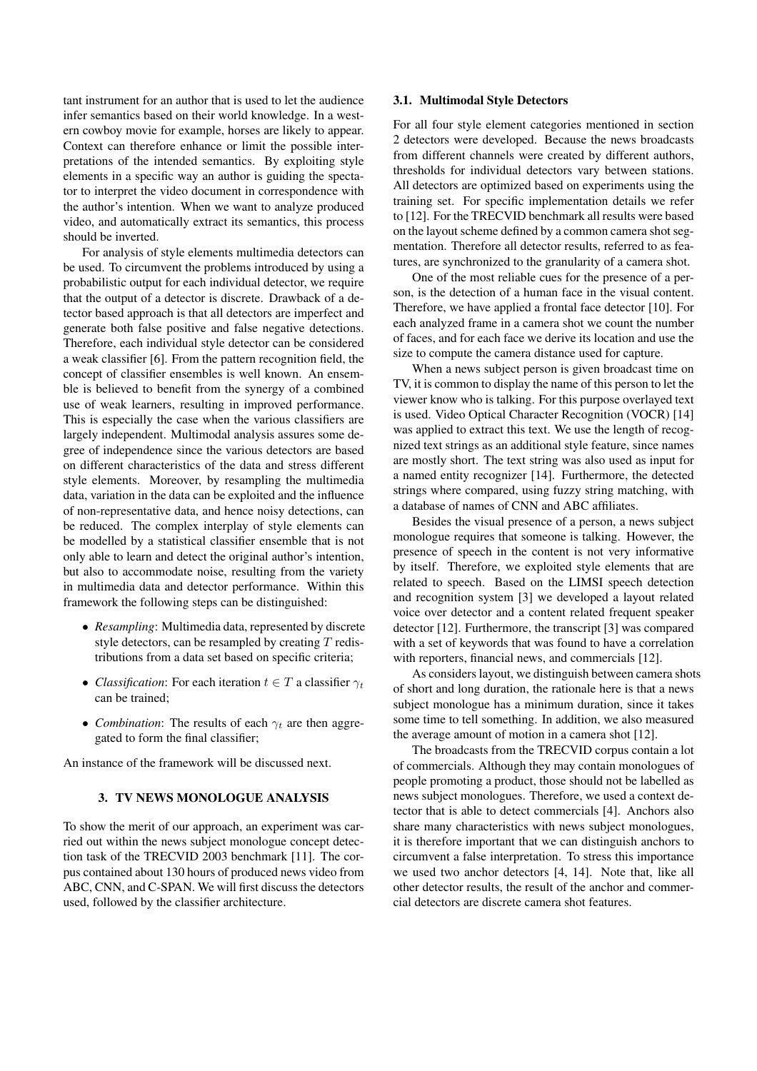tant instrument for an author that is used to let the audience infer semantics based on their world knowledge. In a western cowboy movie for example, horses are likely to appear. Context can therefore enhance or limit the possible interpretations of the intended semantics. By exploiting style elements in a specific way an author is guiding the spectator to interpret the video document in correspondence with the author's intention. When we want to analyze produced video, and automatically extract its semantics, this process should be inverted.

For analysis of style elements multimedia detectors can be used. To circumvent the problems introduced by using a probabilistic output for each individual detector, we require that the output of a detector is discrete. Drawback of a detector based approach is that all detectors are imperfect and generate both false positive and false negative detections. Therefore, each individual style detector can be considered a weak classifier [6]. From the pattern recognition field, the concept of classifier ensembles is well known. An ensemble is believed to benefit from the synergy of a combined use of weak learners, resulting in improved performance. This is especially the case when the various classifiers are largely independent. Multimodal analysis assures some degree of independence since the various detectors are based on different characteristics of the data and stress different style elements. Moreover, by resampling the multimedia data, variation in the data can be exploited and the influence of non-representative data, and hence noisy detections, can be reduced. The complex interplay of style elements can be modelled by a statistical classifier ensemble that is not only able to learn and detect the original author's intention, but also to accommodate noise, resulting from the variety in multimedia data and detector performance. Within this framework the following steps can be distinguished:

- *Resampling*: Multimedia data, represented by discrete style detectors, can be resampled by creating $T$ redistributions from a data set based on specific criteria;
- *Classification*: For each iteration $t \in T$ a classifier $\gamma_t$ can be trained;
- *Combination*: The results of each $\gamma_t$ are then aggregated to form the final classifier;

An instance of the framework will be discussed next.

## 3. TV NEWS MONOLOGUE ANALYSIS

To show the merit of our approach, an experiment was carried out within the news subject monologue concept detection task of the TRECVID 2003 benchmark [11]. The corpus contained about 130 hours of produced news video from ABC, CNN, and C-SPAN. We will first discuss the detectors used, followed by the classifier architecture.

### 3.1. Multimodal Style Detectors

For all four style element categories mentioned in section 2 detectors were developed. Because the news broadcasts from different channels were created by different authors, thresholds for individual detectors vary between stations. All detectors are optimized based on experiments using the training set. For specific implementation details we refer to [12]. For the TRECVID benchmark all results were based on the layout scheme defined by a common camera shot segmentation. Therefore all detector results, referred to as features, are synchronized to the granularity of a camera shot.

One of the most reliable cues for the presence of a person, is the detection of a human face in the visual content. Therefore, we have applied a frontal face detector [10]. For each analyzed frame in a camera shot we count the number of faces, and for each face we derive its location and use the size to compute the camera distance used for capture.

When a news subject person is given broadcast time on TV, it is common to display the name of this person to let the viewer know who is talking. For this purpose overlayed text is used. Video Optical Character Recognition (VOCR) [14] was applied to extract this text. We use the length of recognized text strings as an additional style feature, since names are mostly short. The text string was also used as input for a named entity recognizer [14]. Furthermore, the detected strings where compared, using fuzzy string matching, with a database of names of CNN and ABC affiliates.

Besides the visual presence of a person, a news subject monologue requires that someone is talking. However, the presence of speech in the content is not very informative by itself. Therefore, we exploited style elements that are related to speech. Based on the LIMSI speech detection and recognition system [3] we developed a layout related voice over detector and a content related frequent speaker detector [12]. Furthermore, the transcript [3] was compared with a set of keywords that was found to have a correlation with reporters, financial news, and commercials [12].

As considers layout, we distinguish between camera shots of short and long duration, the rationale here is that a news subject monologue has a minimum duration, since it takes some time to tell something. In addition, we also measured the average amount of motion in a camera shot [12].

The broadcasts from the TRECVID corpus contain a lot of commercials. Although they may contain monologues of people promoting a product, those should not be labelled as news subject monologues. Therefore, we used a context detector that is able to detect commercials [4]. Anchors also share many characteristics with news subject monologues, it is therefore important that we can distinguish anchors to circumvent a false interpretation. To stress this importance we used two anchor detectors [4, 14]. Note that, like all other detector results, the result of the anchor and commercial detectors are discrete camera shot features.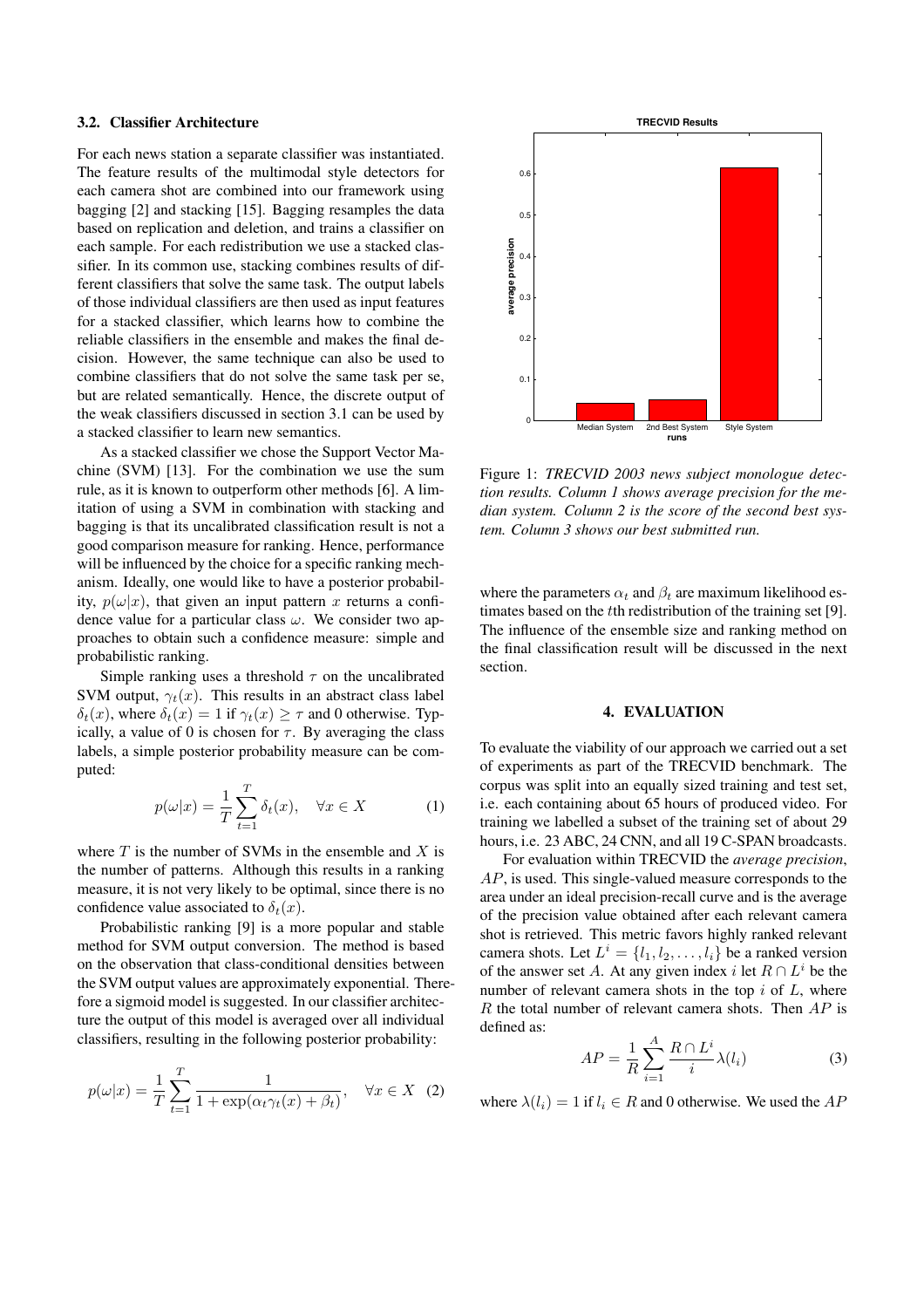### 3.2. Classifier Architecture

For each news station a separate classifier was instantiated. The feature results of the multimodal style detectors for each camera shot are combined into our framework using bagging [2] and stacking [15]. Bagging resamples the data based on replication and deletion, and trains a classifier on each sample. For each redistribution we use a stacked classifier. In its common use, stacking combines results of different classifiers that solve the same task. The output labels of those individual classifiers are then used as input features for a stacked classifier, which learns how to combine the reliable classifiers in the ensemble and makes the final decision. However, the same technique can also be used to combine classifiers that do not solve the same task per se, but are related semantically. Hence, the discrete output of the weak classifiers discussed in section 3.1 can be used by a stacked classifier to learn new semantics.

As a stacked classifier we chose the Support Vector Machine (SVM) [13]. For the combination we use the sum rule, as it is known to outperform other methods [6]. A limitation of using a SVM in combination with stacking and bagging is that its uncalibrated classification result is not a good comparison measure for ranking. Hence, performance will be influenced by the choice for a specific ranking mechanism. Ideally, one would like to have a posterior probability, $p(\omega|x)$, that given an input pattern $x$ returns a confidence value for a particular class $\omega$. We consider two approaches to obtain such a confidence measure: simple and probabilistic ranking.

Simple ranking uses a threshold $\tau$ on the uncalibrated SVM output, $\gamma_t(x)$. This results in an abstract class label $\delta_t(x)$, where $\delta_t(x) = 1$ if $\gamma_t(x) \geq \tau$ and 0 otherwise. Typically, a value of 0 is chosen for $\tau$. By averaging the class labels, a simple posterior probability measure can be computed:

$$p(\omega|x) = \frac{1}{T} \sum_{t=1}^{T} \delta_t(x), \quad \forall x \in X \tag{1}$$

where $T$ is the number of SVMs in the ensemble and $X$ is the number of patterns. Although this results in a ranking measure, it is not very likely to be optimal, since there is no confidence value associated to $\delta_t(x)$.

Probabilistic ranking [9] is a more popular and stable method for SVM output conversion. The method is based on the observation that class-conditional densities between the SVM output values are approximately exponential. Therefore a sigmoid model is suggested. In our classifier architecture the output of this model is averaged over all individual classifiers, resulting in the following posterior probability:

$$p(\omega|x) = \frac{1}{T} \sum_{t=1}^{T} \frac{1}{1 + \exp(\alpha_t \gamma_t(x) + \beta_t)}, \quad \forall x \in X \tag{2}$$

Figure 1: *TRECVID 2003 news subject monologue detection results. Column 1 shows average precision for the median system. Column 2 is the score of the second best system. Column 3 shows our best submitted run.*

where the parameters $\alpha_t$ and $\beta_t$ are maximum likelihood estimates based on the $t$th redistribution of the training set [9]. The influence of the ensemble size and ranking method on the final classification result will be discussed in the next section.

## 4. EVALUATION

To evaluate the viability of our approach we carried out a set of experiments as part of the TRECVID benchmark. The corpus was split into an equally sized training and test set, i.e. each containing about 65 hours of produced video. For training we labelled a subset of the training set of about 29 hours, i.e. 23 ABC, 24 CNN, and all 19 C-SPAN broadcasts.

For evaluation within TRECVID the *average precision*, $AP$, is used. This single-valued measure corresponds to the area under an ideal precision-recall curve and is the average of the precision value obtained after each relevant camera shot is retrieved. This metric favors highly ranked relevant camera shots. Let $L^i = \{l_1, l_2, \ldots, l_i\}$ be a ranked version of the answer set $A$. At any given index $i$ let $R \cap L^i$ be the number of relevant camera shots in the top $i$ of $L$, where $R$ the total number of relevant camera shots. Then $AP$ is defined as:

$$AP = \frac{1}{R} \sum_{i=1}^{A} \frac{R \cap L^i}{i} \lambda(l_i) \tag{3}$$

where $\lambda(l_i) = 1$ if $l_i \in R$ and 0 otherwise. We used the $AP$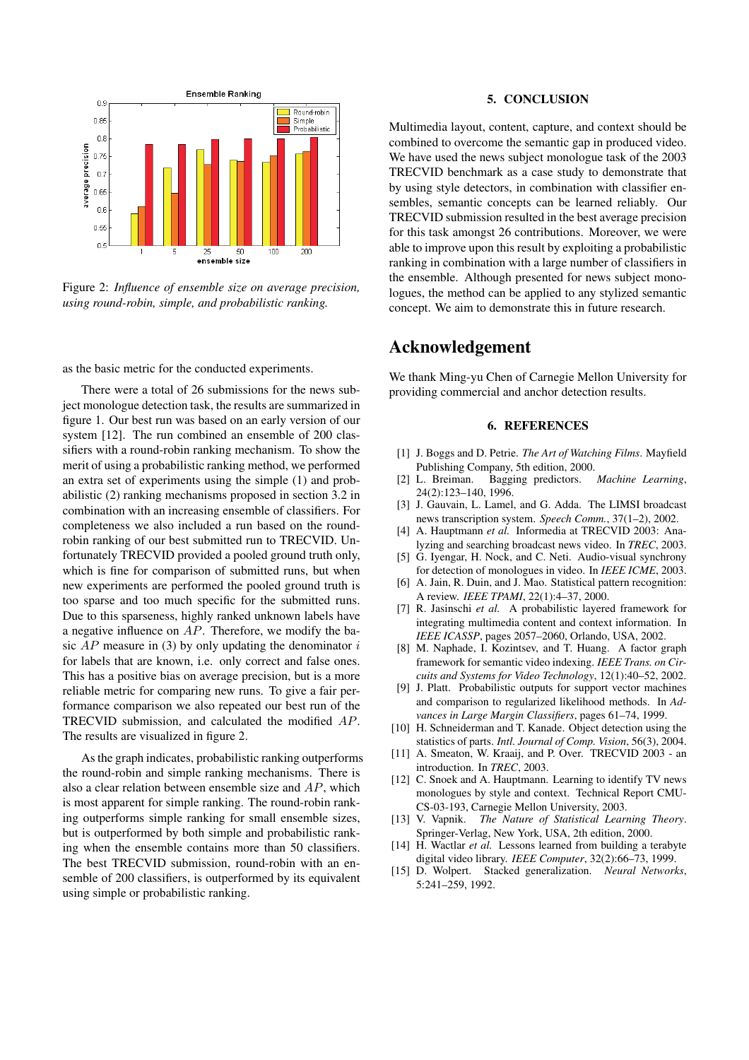Ensemble Ranking

average precision

0.9
0.85
0.8
0.75
0.7
0.65
0.6
0.55
0.5

Round-robin
Simple
Probabilistic

1 5 25 50 100 200

ensemble size

Figure 2: *Influence of ensemble size on average precision, using round-robin, simple, and probabilistic ranking.*

as the basic metric for the conducted experiments.

There were a total of 26 submissions for the news subject monologue detection task, the results are summarized in figure 1. Our best run was based on an early version of our system [12]. The run combined an ensemble of 200 classifiers with a round-robin ranking mechanism. To show the merit of using a probabilistic ranking method, we performed an extra set of experiments using the simple (1) and probabilistic (2) ranking mechanisms proposed in section 3.2 in combination with an increasing ensemble of classifiers. For completeness we also included a run based on the round-robin ranking of our best submitted run to TRECVID. Unfortunately TRECVID provided a pooled ground truth only, which is fine for comparison of submitted runs, but when new experiments are performed the pooled ground truth is too sparse and too much specific for the submitted runs. Due to this sparseness, highly ranked unknown labels have a negative influence on $AP$. Therefore, we modify the basic $AP$ measure in (3) by only updating the denominator $i$ for labels that are known, i.e. only correct and false ones. This has a positive bias on average precision, but is a more reliable metric for comparing new runs. To give a fair performance comparison we also repeated our best run of the TRECVID submission, and calculated the modified $AP$. The results are visualized in figure 2.

As the graph indicates, probabilistic ranking outperforms the round-robin and simple ranking mechanisms. There is also a clear relation between ensemble size and $AP$, which is most apparent for simple ranking. The round-robin ranking outperforms simple ranking for small ensemble sizes, but is outperformed by both simple and probabilistic ranking when the ensemble contains more than 50 classifiers. The best TRECVID submission, round-robin with an ensemble of 200 classifiers, is outperformed by its equivalent using simple or probabilistic ranking.

## 5. CONCLUSION

Multimedia layout, content, capture, and context should be combined to overcome the semantic gap in produced video. We have used the news subject monologue task of the 2003 TRECVID benchmark as a case study to demonstrate that by using style detectors, in combination with classifier ensembles, semantic concepts can be learned reliably. Our TRECVID submission resulted in the best average precision for this task amongst 26 contributions. Moreover, we were able to improve upon this result by exploiting a probabilistic ranking in combination with a large number of classifiers in the ensemble. Although presented for news subject monologues, the method can be applied to any stylized semantic concept. We aim to demonstrate this in future research.

# Acknowledgement

We thank Ming-yu Chen of Carnegie Mellon University for providing commercial and anchor detection results.

## 6. REFERENCES

[1] J. Boggs and D. Petrie. *The Art of Watching Films*. Mayfield Publishing Company, 5th edition, 2000.

[2] L. Breiman. Bagging predictors. *Machine Learning*, 24(2):123–140, 1996.

[3] J. Gauvain, L. Lamel, and G. Adda. The LIMSI broadcast news transcription system. *Speech Comm.*, 37(1–2), 2002.

[4] A. Hauptmann *et al.* Informedia at TRECVID 2003: Analyzing and searching broadcast news video. In *TREC*, 2003.

[5] G. Iyengar, H. Nock, and C. Neti. Audio-visual synchrony for detection of monologues in video. In *IEEE ICME*, 2003.

[6] A. Jain, R. Duin, and J. Mao. Statistical pattern recognition: A review. *IEEE TPAMI*, 22(1):4–37, 2000.

[7] R. Jasinschi *et al.* A probabilistic layered framework for integrating multimedia content and context information. In *IEEE ICASSP*, pages 2057–2060, Orlando, USA, 2002.

[8] M. Naphade, I. Kozintsev, and T. Huang. A factor graph framework for semantic video indexing. *IEEE Trans. on Circuits and Systems for Video Technology*, 12(1):40–52, 2002.

[9] J. Platt. Probabilistic outputs for support vector machines and comparison to regularized likelihood methods. In *Advances in Large Margin Classifiers*, pages 61–74, 1999.

[10] H. Schneiderman and T. Kanade. Object detection using the statistics of parts. *Intl. Journal of Comp. Vision*, 56(3), 2004.

[11] A. Smeaton, W. Kraaij, and P. Over. TRECVID 2003 - an introduction. In *TREC*, 2003.

[12] C. Snoek and A. Hauptmann. Learning to identify TV news monologues by style and context. Technical Report CMU-CS-03-193, Carnegie Mellon University, 2003.

[13] V. Vapnik. *The Nature of Statistical Learning Theory*. Springer-Verlag, New York, USA, 2th edition, 2000.

[14] H. Wactlar *et al.* Lessons learned from building a terabyte digital video library. *IEEE Computer*, 32(2):66–73, 1999.

[15] D. Wolpert. Stacked generalization. *Neural Networks*, 5:241–259, 1992.